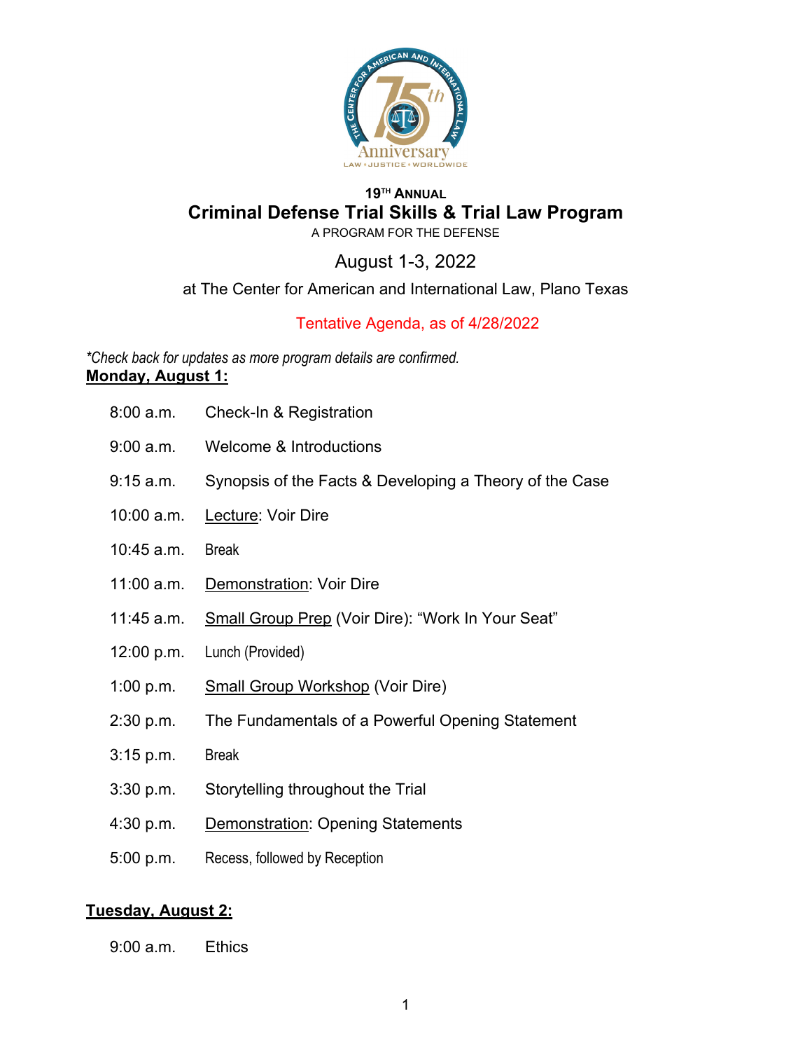19TH ANNUAL

# Criminal Defense Trial Skills & Trial Law Program

A PROGRAM FOR THE DEFENSE

August 1-3, 2022

at The Center for American and International Law, Plano Texas

Tentative Agenda, as of 4/28/2022

*\*Check back for updates as more program details are confirmed.*

**Monday, August 1:**

| | |
|---|---|
| 8:00 a.m. | Check-In & Registration |
| 9:00 a.m. | Welcome & Introductions |
| 9:15 a.m. | Synopsis of the Facts & Developing a Theory of the Case |
| 10:00 a.m. | Lecture: Voir Dire |
| 10:45 a.m. | Break |
| 11:00 a.m. | Demonstration: Voir Dire |
| 11:45 a.m. | Small Group Prep (Voir Dire): "Work In Your Seat" |
| 12:00 p.m. | Lunch (Provided) |
| 1:00 p.m. | Small Group Workshop (Voir Dire) |
| 2:30 p.m. | The Fundamentals of a Powerful Opening Statement |
| 3:15 p.m. | Break |
| 3:30 p.m. | Storytelling throughout the Trial |
| 4:30 p.m. | Demonstration: Opening Statements |
| 5:00 p.m. | Recess, followed by Reception |

**Tuesday, August 2:**

| | |
|---|---|
| 9:00 a.m. | Ethics |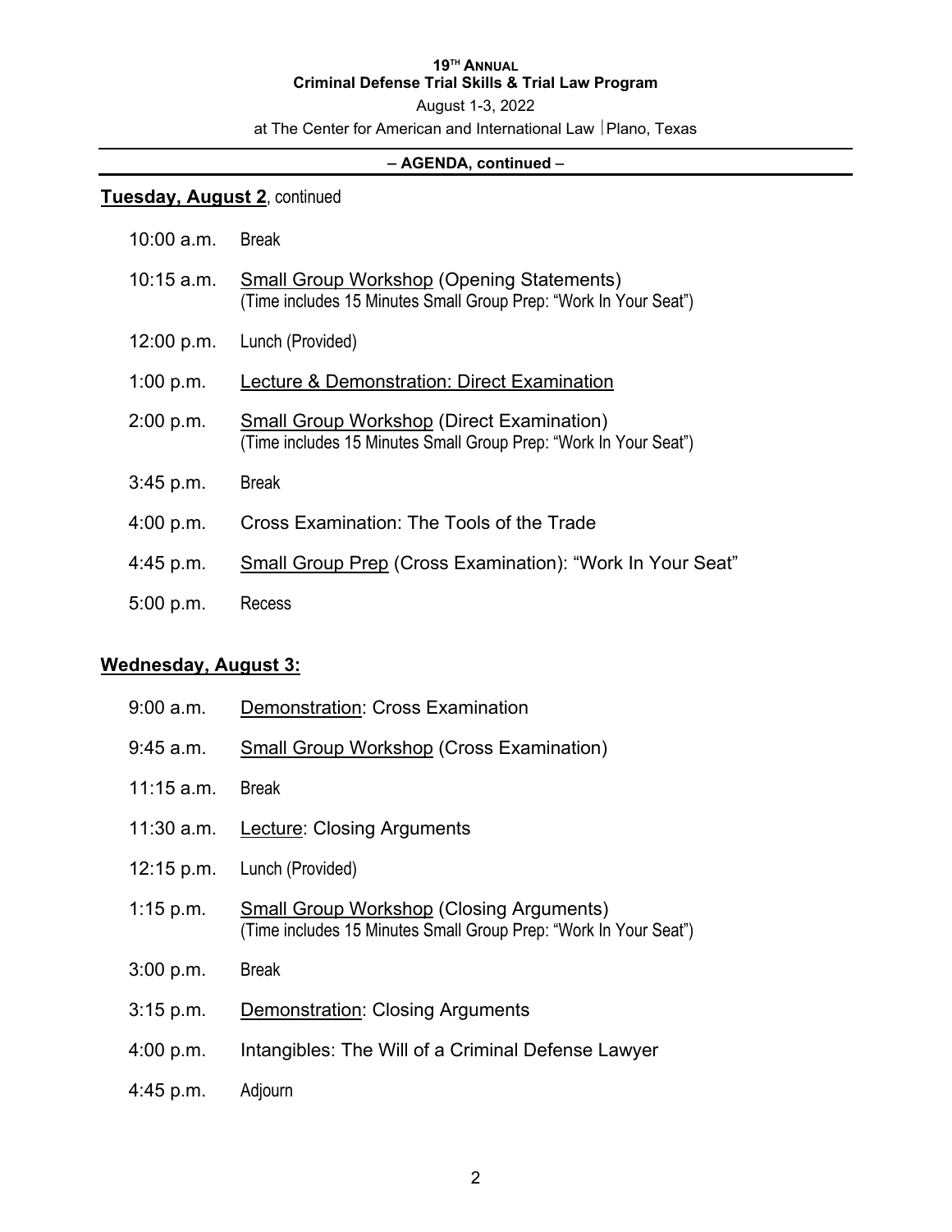**19TH ANNUAL**
**Criminal Defense Trial Skills & Trial Law Program**
August 1-3, 2022
at The Center for American and International Law | Plano, Texas

**– AGENDA, continued –**

## Tuesday, August 2, continued

| | |
|---|---|
| 10:00 a.m. | Break |
| 10:15 a.m. | Small Group Workshop (Opening Statements)<br>(Time includes 15 Minutes Small Group Prep: "Work In Your Seat") |
| 12:00 p.m. | Lunch (Provided) |
| 1:00 p.m. | Lecture & Demonstration: Direct Examination |
| 2:00 p.m. | Small Group Workshop (Direct Examination)<br>(Time includes 15 Minutes Small Group Prep: "Work In Your Seat") |
| 3:45 p.m. | Break |
| 4:00 p.m. | Cross Examination: The Tools of the Trade |
| 4:45 p.m. | Small Group Prep (Cross Examination): "Work In Your Seat" |
| 5:00 p.m. | Recess |

## Wednesday, August 3:

| | |
|---|---|
| 9:00 a.m. | Demonstration: Cross Examination |
| 9:45 a.m. | Small Group Workshop (Cross Examination) |
| 11:15 a.m. | Break |
| 11:30 a.m. | Lecture: Closing Arguments |
| 12:15 p.m. | Lunch (Provided) |
| 1:15 p.m. | Small Group Workshop (Closing Arguments)<br>(Time includes 15 Minutes Small Group Prep: "Work In Your Seat") |
| 3:00 p.m. | Break |
| 3:15 p.m. | Demonstration: Closing Arguments |
| 4:00 p.m. | Intangibles: The Will of a Criminal Defense Lawyer |
| 4:45 p.m. | Adjourn |